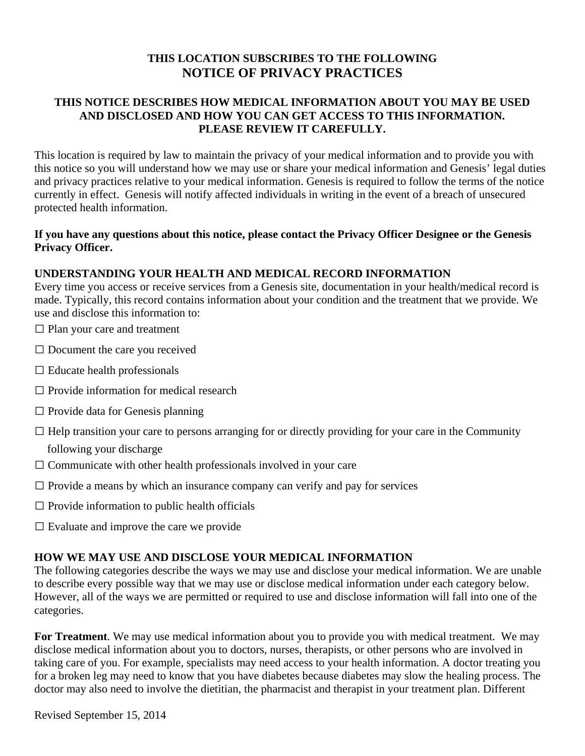**THIS LOCATION SUBSCRIBES TO THE FOLLOWING**

# NOTICE OF PRIVACY PRACTICES

**THIS NOTICE DESCRIBES HOW MEDICAL INFORMATION ABOUT YOU MAY BE USED AND DISCLOSED AND HOW YOU CAN GET ACCESS TO THIS INFORMATION. PLEASE REVIEW IT CAREFULLY.**

This location is required by law to maintain the privacy of your medical information and to provide you with this notice so you will understand how we may use or share your medical information and Genesis' legal duties and privacy practices relative to your medical information. Genesis is required to follow the terms of the notice currently in effect. Genesis will notify affected individuals in writing in the event of a breach of unsecured protected health information.

**If you have any questions about this notice, please contact the Privacy Officer Designee or the Genesis Privacy Officer.**

## UNDERSTANDING YOUR HEALTH AND MEDICAL RECORD INFORMATION

Every time you access or receive services from a Genesis site, documentation in your health/medical record is made. Typically, this record contains information about your condition and the treatment that we provide. We use and disclose this information to:

- ☐ Plan your care and treatment
- ☐ Document the care you received
- ☐ Educate health professionals
- ☐ Provide information for medical research
- ☐ Provide data for Genesis planning
- ☐ Help transition your care to persons arranging for or directly providing for your care in the Community following your discharge
- ☐ Communicate with other health professionals involved in your care
- ☐ Provide a means by which an insurance company can verify and pay for services
- ☐ Provide information to public health officials
- ☐ Evaluate and improve the care we provide

## HOW WE MAY USE AND DISCLOSE YOUR MEDICAL INFORMATION

The following categories describe the ways we may use and disclose your medical information. We are unable to describe every possible way that we may use or disclose medical information under each category below. However, all of the ways we are permitted or required to use and disclose information will fall into one of the categories.

**For Treatment**. We may use medical information about you to provide you with medical treatment. We may disclose medical information about you to doctors, nurses, therapists, or other persons who are involved in taking care of you. For example, specialists may need access to your health information. A doctor treating you for a broken leg may need to know that you have diabetes because diabetes may slow the healing process. The doctor may also need to involve the dietitian, the pharmacist and therapist in your treatment plan. Different

Revised September 15, 2014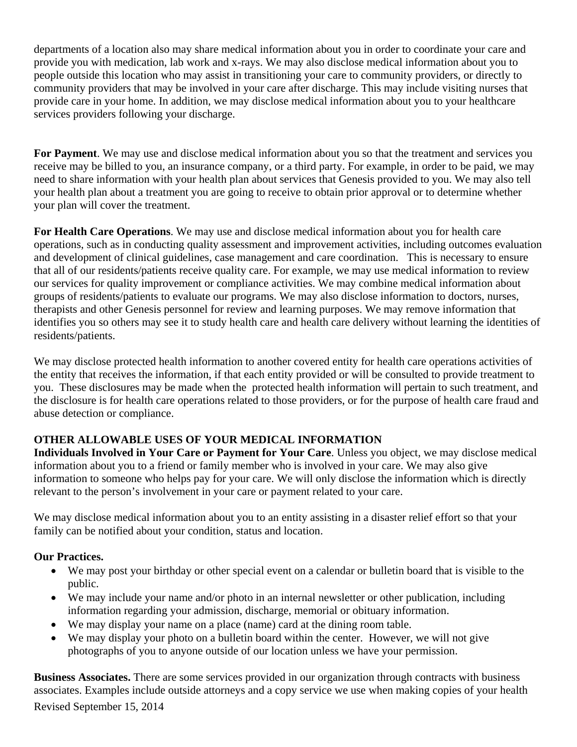departments of a location also may share medical information about you in order to coordinate your care and provide you with medication, lab work and x-rays. We may also disclose medical information about you to people outside this location who may assist in transitioning your care to community providers, or directly to community providers that may be involved in your care after discharge. This may include visiting nurses that provide care in your home. In addition, we may disclose medical information about you to your healthcare services providers following your discharge.

**For Payment**. We may use and disclose medical information about you so that the treatment and services you receive may be billed to you, an insurance company, or a third party. For example, in order to be paid, we may need to share information with your health plan about services that Genesis provided to you. We may also tell your health plan about a treatment you are going to receive to obtain prior approval or to determine whether your plan will cover the treatment.

**For Health Care Operations**. We may use and disclose medical information about you for health care operations, such as in conducting quality assessment and improvement activities, including outcomes evaluation and development of clinical guidelines, case management and care coordination. This is necessary to ensure that all of our residents/patients receive quality care. For example, we may use medical information to review our services for quality improvement or compliance activities. We may combine medical information about groups of residents/patients to evaluate our programs. We may also disclose information to doctors, nurses, therapists and other Genesis personnel for review and learning purposes. We may remove information that identifies you so others may see it to study health care and health care delivery without learning the identities of residents/patients.

We may disclose protected health information to another covered entity for health care operations activities of the entity that receives the information, if that each entity provided or will be consulted to provide treatment to you. These disclosures may be made when the protected health information will pertain to such treatment, and the disclosure is for health care operations related to those providers, or for the purpose of health care fraud and abuse detection or compliance.

## OTHER ALLOWABLE USES OF YOUR MEDICAL INFORMATION

**Individuals Involved in Your Care or Payment for Your Care**. Unless you object, we may disclose medical information about you to a friend or family member who is involved in your care. We may also give information to someone who helps pay for your care. We will only disclose the information which is directly relevant to the person's involvement in your care or payment related to your care.

We may disclose medical information about you to an entity assisting in a disaster relief effort so that your family can be notified about your condition, status and location.

**Our Practices.**

- We may post your birthday or other special event on a calendar or bulletin board that is visible to the public.
- We may include your name and/or photo in an internal newsletter or other publication, including information regarding your admission, discharge, memorial or obituary information.
- We may display your name on a place (name) card at the dining room table.
- We may display your photo on a bulletin board within the center. However, we will not give photographs of you to anyone outside of our location unless we have your permission.

**Business Associates.** There are some services provided in our organization through contracts with business associates. Examples include outside attorneys and a copy service we use when making copies of your health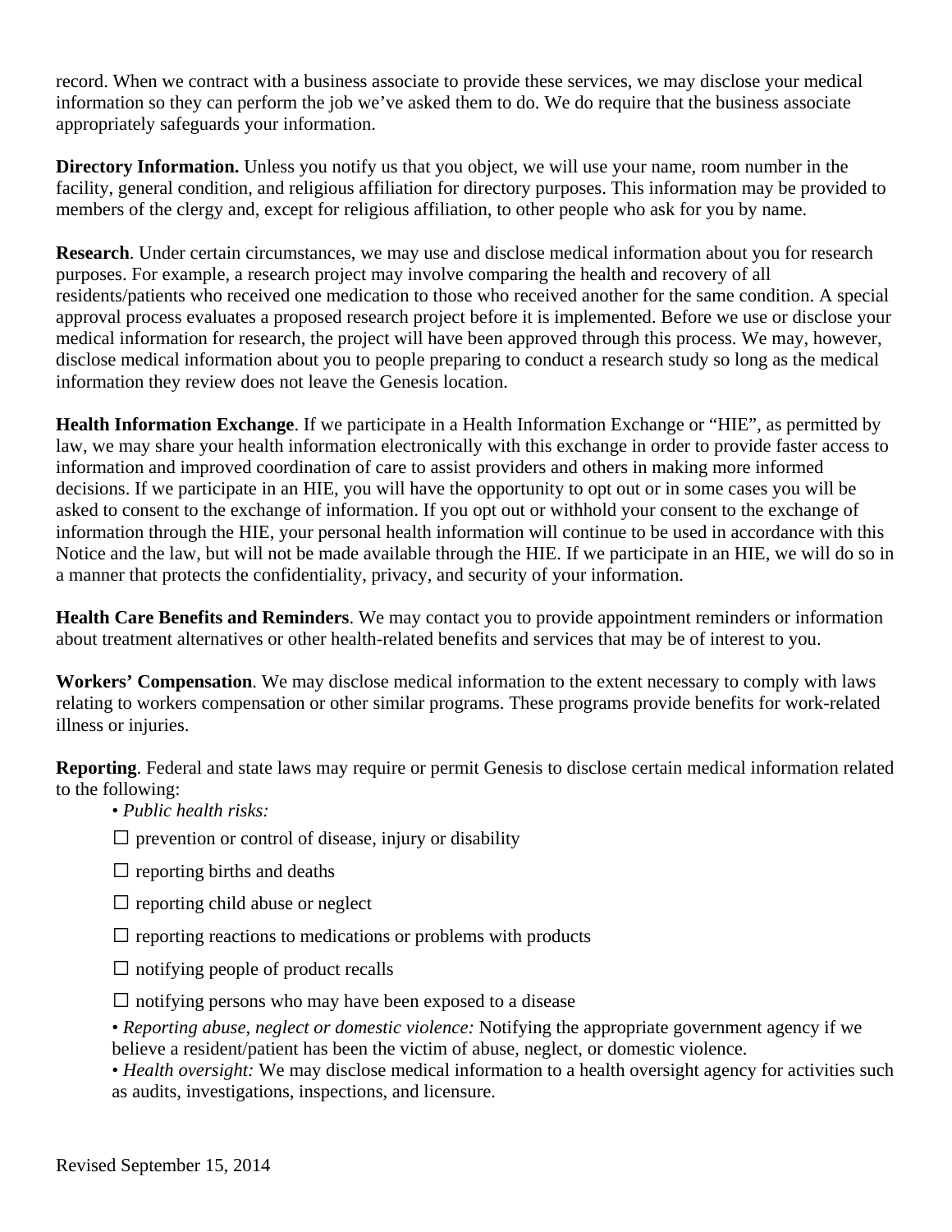record. When we contract with a business associate to provide these services, we may disclose your medical information so they can perform the job we've asked them to do. We do require that the business associate appropriately safeguards your information.

**Directory Information.** Unless you notify us that you object, we will use your name, room number in the facility, general condition, and religious affiliation for directory purposes. This information may be provided to members of the clergy and, except for religious affiliation, to other people who ask for you by name.

**Research**. Under certain circumstances, we may use and disclose medical information about you for research purposes. For example, a research project may involve comparing the health and recovery of all residents/patients who received one medication to those who received another for the same condition. A special approval process evaluates a proposed research project before it is implemented. Before we use or disclose your medical information for research, the project will have been approved through this process. We may, however, disclose medical information about you to people preparing to conduct a research study so long as the medical information they review does not leave the Genesis location.

**Health Information Exchange**. If we participate in a Health Information Exchange or "HIE", as permitted by law, we may share your health information electronically with this exchange in order to provide faster access to information and improved coordination of care to assist providers and others in making more informed decisions. If we participate in an HIE, you will have the opportunity to opt out or in some cases you will be asked to consent to the exchange of information. If you opt out or withhold your consent to the exchange of information through the HIE, your personal health information will continue to be used in accordance with this Notice and the law, but will not be made available through the HIE. If we participate in an HIE, we will do so in a manner that protects the confidentiality, privacy, and security of your information.

**Health Care Benefits and Reminders**. We may contact you to provide appointment reminders or information about treatment alternatives or other health-related benefits and services that may be of interest to you.

**Workers' Compensation**. We may disclose medical information to the extent necessary to comply with laws relating to workers compensation or other similar programs. These programs provide benefits for work-related illness or injuries.

**Reporting**. Federal and state laws may require or permit Genesis to disclose certain medical information related to the following:

- *Public health risks:*
  - ☐ prevention or control of disease, injury or disability
  - ☐ reporting births and deaths
  - ☐ reporting child abuse or neglect
  - ☐ reporting reactions to medications or problems with products
  - ☐ notifying people of product recalls
  - ☐ notifying persons who may have been exposed to a disease
- *Reporting abuse, neglect or domestic violence:* Notifying the appropriate government agency if we believe a resident/patient has been the victim of abuse, neglect, or domestic violence.
- *Health oversight:* We may disclose medical information to a health oversight agency for activities such as audits, investigations, inspections, and licensure.

Revised September 15, 2014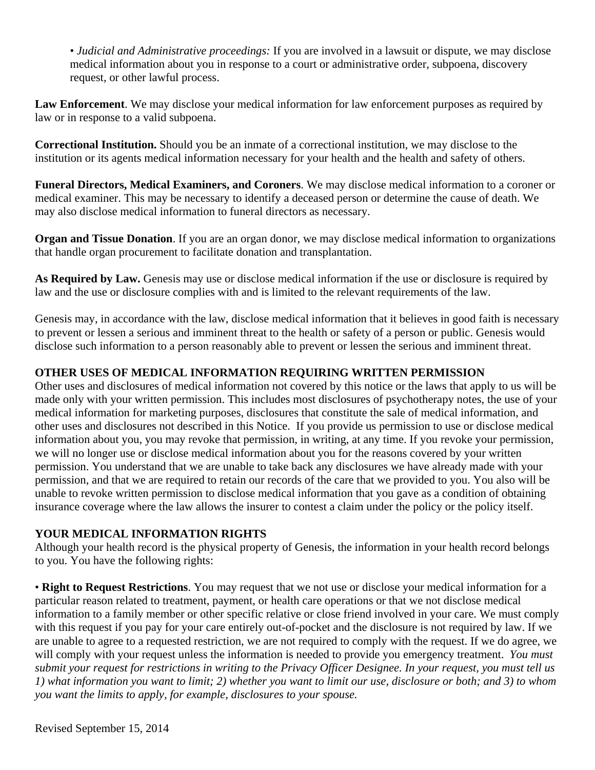• *Judicial and Administrative proceedings:* If you are involved in a lawsuit or dispute, we may disclose medical information about you in response to a court or administrative order, subpoena, discovery request, or other lawful process.

**Law Enforcement**. We may disclose your medical information for law enforcement purposes as required by law or in response to a valid subpoena.

**Correctional Institution.** Should you be an inmate of a correctional institution, we may disclose to the institution or its agents medical information necessary for your health and the health and safety of others.

**Funeral Directors, Medical Examiners, and Coroners**. We may disclose medical information to a coroner or medical examiner. This may be necessary to identify a deceased person or determine the cause of death. We may also disclose medical information to funeral directors as necessary.

**Organ and Tissue Donation**. If you are an organ donor, we may disclose medical information to organizations that handle organ procurement to facilitate donation and transplantation.

**As Required by Law.** Genesis may use or disclose medical information if the use or disclosure is required by law and the use or disclosure complies with and is limited to the relevant requirements of the law.

Genesis may, in accordance with the law, disclose medical information that it believes in good faith is necessary to prevent or lessen a serious and imminent threat to the health or safety of a person or public. Genesis would disclose such information to a person reasonably able to prevent or lessen the serious and imminent threat.

**OTHER USES OF MEDICAL INFORMATION REQUIRING WRITTEN PERMISSION**

Other uses and disclosures of medical information not covered by this notice or the laws that apply to us will be made only with your written permission. This includes most disclosures of psychotherapy notes, the use of your medical information for marketing purposes, disclosures that constitute the sale of medical information, and other uses and disclosures not described in this Notice. If you provide us permission to use or disclose medical information about you, you may revoke that permission, in writing, at any time. If you revoke your permission, we will no longer use or disclose medical information about you for the reasons covered by your written permission. You understand that we are unable to take back any disclosures we have already made with your permission, and that we are required to retain our records of the care that we provided to you. You also will be unable to revoke written permission to disclose medical information that you gave as a condition of obtaining insurance coverage where the law allows the insurer to contest a claim under the policy or the policy itself.

**YOUR MEDICAL INFORMATION RIGHTS**

Although your health record is the physical property of Genesis, the information in your health record belongs to you. You have the following rights:

• **Right to Request Restrictions**. You may request that we not use or disclose your medical information for a particular reason related to treatment, payment, or health care operations or that we not disclose medical information to a family member or other specific relative or close friend involved in your care. We must comply with this request if you pay for your care entirely out-of-pocket and the disclosure is not required by law. If we are unable to agree to a requested restriction, we are not required to comply with the request. If we do agree, we will comply with your request unless the information is needed to provide you emergency treatment. *You must submit your request for restrictions in writing to the Privacy Officer Designee. In your request, you must tell us 1) what information you want to limit; 2) whether you want to limit our use, disclosure or both; and 3) to whom you want the limits to apply, for example, disclosures to your spouse.*

Revised September 15, 2014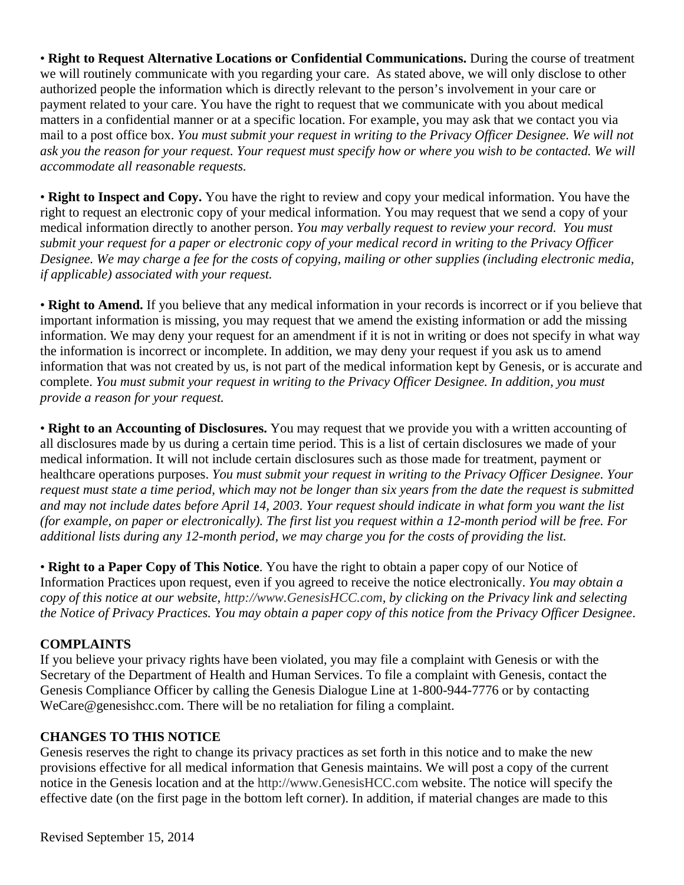• **Right to Request Alternative Locations or Confidential Communications.** During the course of treatment we will routinely communicate with you regarding your care. As stated above, we will only disclose to other authorized people the information which is directly relevant to the person's involvement in your care or payment related to your care. You have the right to request that we communicate with you about medical matters in a confidential manner or at a specific location. For example, you may ask that we contact you via mail to a post office box. *You must submit your request in writing to the Privacy Officer Designee. We will not ask you the reason for your request. Your request must specify how or where you wish to be contacted. We will accommodate all reasonable requests.*

• **Right to Inspect and Copy.** You have the right to review and copy your medical information. You have the right to request an electronic copy of your medical information. You may request that we send a copy of your medical information directly to another person. *You may verbally request to review your record. You must submit your request for a paper or electronic copy of your medical record in writing to the Privacy Officer Designee. We may charge a fee for the costs of copying, mailing or other supplies (including electronic media, if applicable) associated with your request.*

• **Right to Amend.** If you believe that any medical information in your records is incorrect or if you believe that important information is missing, you may request that we amend the existing information or add the missing information. We may deny your request for an amendment if it is not in writing or does not specify in what way the information is incorrect or incomplete. In addition, we may deny your request if you ask us to amend information that was not created by us, is not part of the medical information kept by Genesis, or is accurate and complete. *You must submit your request in writing to the Privacy Officer Designee. In addition, you must provide a reason for your request.*

• **Right to an Accounting of Disclosures.** You may request that we provide you with a written accounting of all disclosures made by us during a certain time period. This is a list of certain disclosures we made of your medical information. It will not include certain disclosures such as those made for treatment, payment or healthcare operations purposes. *You must submit your request in writing to the Privacy Officer Designee. Your request must state a time period, which may not be longer than six years from the date the request is submitted and may not include dates before April 14, 2003. Your request should indicate in what form you want the list (for example, on paper or electronically). The first list you request within a 12-month period will be free. For additional lists during any 12-month period, we may charge you for the costs of providing the list.*

• **Right to a Paper Copy of This Notice**. You have the right to obtain a paper copy of our Notice of Information Practices upon request, even if you agreed to receive the notice electronically. *You may obtain a copy of this notice at our website, http://www.GenesisHCC.com, by clicking on the Privacy link and selecting the Notice of Privacy Practices. You may obtain a paper copy of this notice from the Privacy Officer Designee*.

**COMPLAINTS**

If you believe your privacy rights have been violated, you may file a complaint with Genesis or with the Secretary of the Department of Health and Human Services. To file a complaint with Genesis, contact the Genesis Compliance Officer by calling the Genesis Dialogue Line at 1-800-944-7776 or by contacting WeCare@genesishcc.com. There will be no retaliation for filing a complaint.

**CHANGES TO THIS NOTICE**

Genesis reserves the right to change its privacy practices as set forth in this notice and to make the new provisions effective for all medical information that Genesis maintains. We will post a copy of the current notice in the Genesis location and at the http://www.GenesisHCC.com website. The notice will specify the effective date (on the first page in the bottom left corner). In addition, if material changes are made to this

Revised September 15, 2014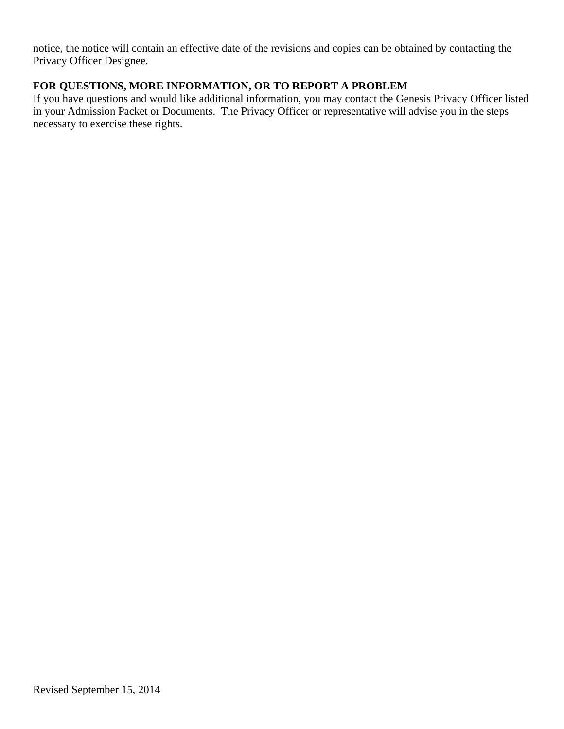notice, the notice will contain an effective date of the revisions and copies can be obtained by contacting the Privacy Officer Designee.

**FOR QUESTIONS, MORE INFORMATION, OR TO REPORT A PROBLEM**

If you have questions and would like additional information, you may contact the Genesis Privacy Officer listed in your Admission Packet or Documents. The Privacy Officer or representative will advise you in the steps necessary to exercise these rights.

Revised September 15, 2014